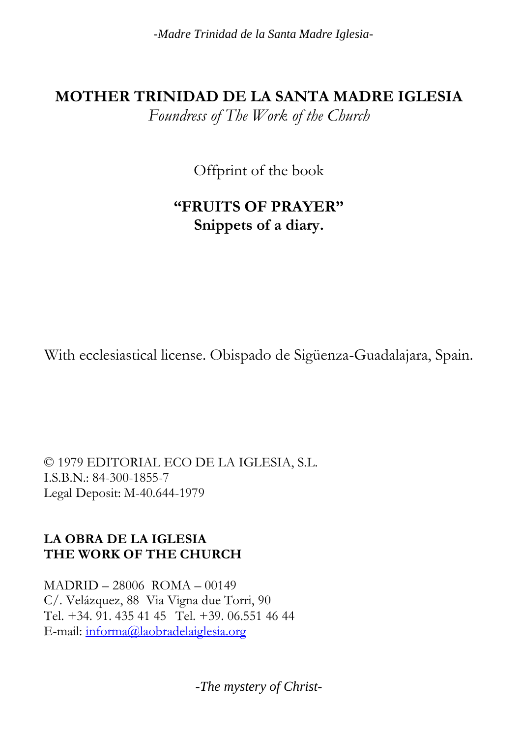# MOTHER TRINIDAD DE LA SANTA MADRE IGLESIA

*Foundress of The Work of the Church*

Offprint of the book

## "FRUITS OF PRAYER"
## Snippets of a diary.

With ecclesiastical license. Obispado de Sigüenza-Guadalajara, Spain.

© 1979 EDITORIAL ECO DE LA IGLESIA, S.L.
I.S.B.N.: 84-300-1855-7
Legal Deposit: M-40.644-1979

**LA OBRA DE LA IGLESIA**
**THE WORK OF THE CHURCH**

MADRID – 28006 ROMA – 00149
C/. Velázquez, 88 Via Vigna due Torri, 90
Tel. +34. 91. 435 41 45 Tel. +39. 06.551 46 44
E-mail: informa@laobradelaiglesia.org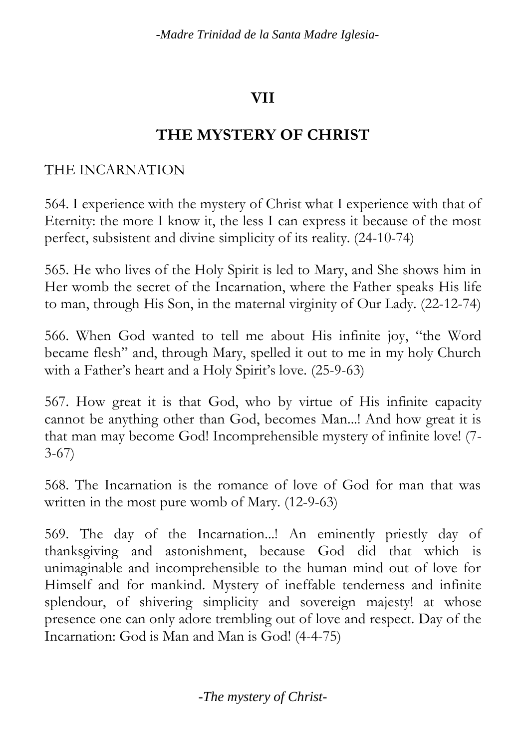# VII

# THE MYSTERY OF CHRIST

## THE INCARNATION

564. I experience with the mystery of Christ what I experience with that of Eternity: the more I know it, the less I can express it because of the most perfect, subsistent and divine simplicity of its reality. (24-10-74)

565. He who lives of the Holy Spirit is led to Mary, and She shows him in Her womb the secret of the Incarnation, where the Father speaks His life to man, through His Son, in the maternal virginity of Our Lady. (22-12-74)

566. When God wanted to tell me about His infinite joy, "the Word became flesh" and, through Mary, spelled it out to me in my holy Church with a Father's heart and a Holy Spirit's love. (25-9-63)

567. How great it is that God, who by virtue of His infinite capacity cannot be anything other than God, becomes Man...! And how great it is that man may become God! Incomprehensible mystery of infinite love! (7-3-67)

568. The Incarnation is the romance of love of God for man that was written in the most pure womb of Mary. (12-9-63)

569. The day of the Incarnation...! An eminently priestly day of thanksgiving and astonishment, because God did that which is unimaginable and incomprehensible to the human mind out of love for Himself and for mankind. Mystery of ineffable tenderness and infinite splendour, of shivering simplicity and sovereign majesty! at whose presence one can only adore trembling out of love and respect. Day of the Incarnation: God is Man and Man is God! (4-4-75)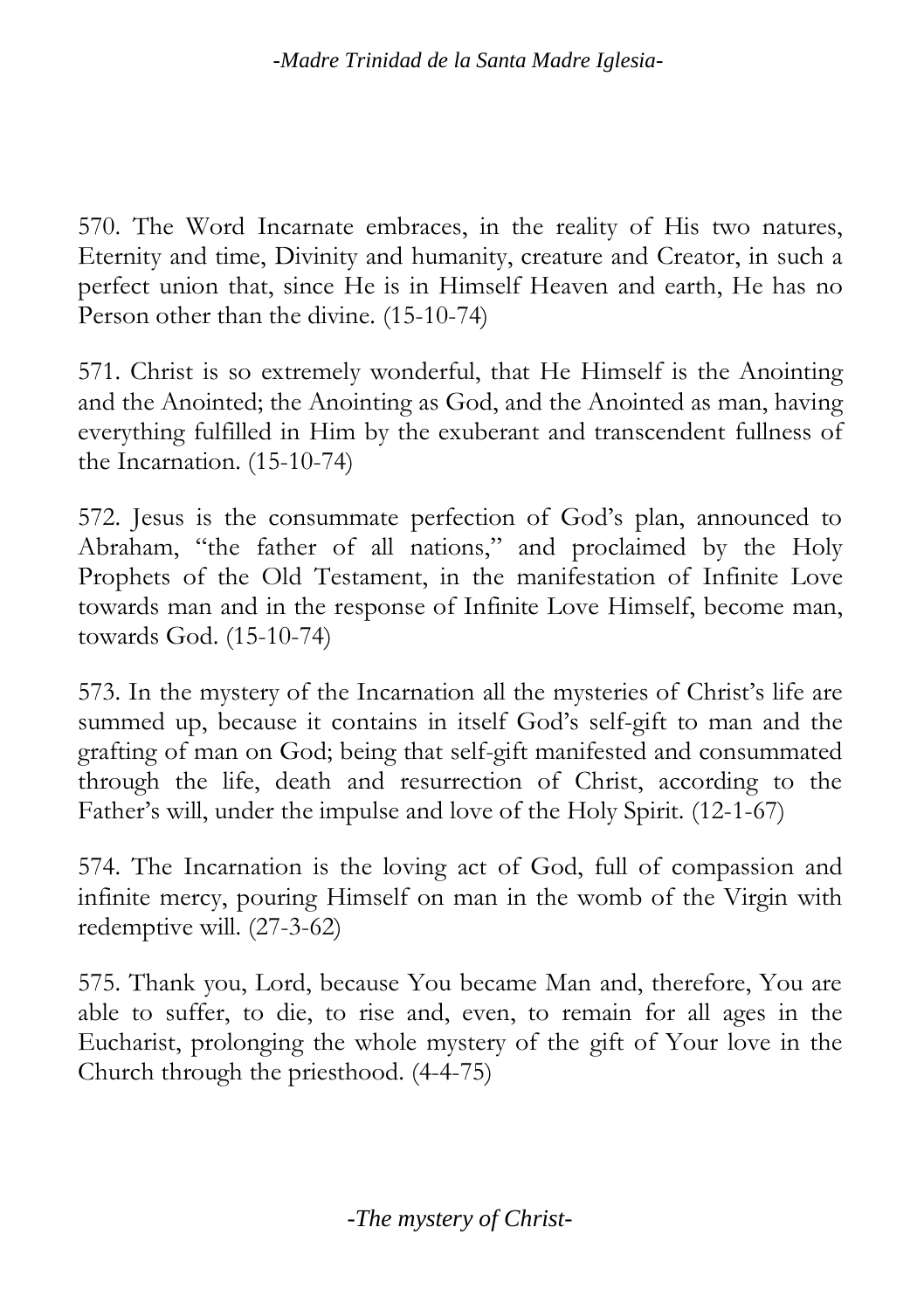570. The Word Incarnate embraces, in the reality of His two natures, Eternity and time, Divinity and humanity, creature and Creator, in such a perfect union that, since He is in Himself Heaven and earth, He has no Person other than the divine. (15-10-74)

571. Christ is so extremely wonderful, that He Himself is the Anointing and the Anointed; the Anointing as God, and the Anointed as man, having everything fulfilled in Him by the exuberant and transcendent fullness of the Incarnation. (15-10-74)

572. Jesus is the consummate perfection of God's plan, announced to Abraham, "the father of all nations," and proclaimed by the Holy Prophets of the Old Testament, in the manifestation of Infinite Love towards man and in the response of Infinite Love Himself, become man, towards God. (15-10-74)

573. In the mystery of the Incarnation all the mysteries of Christ's life are summed up, because it contains in itself God's self-gift to man and the grafting of man on God; being that self-gift manifested and consummated through the life, death and resurrection of Christ, according to the Father's will, under the impulse and love of the Holy Spirit. (12-1-67)

574. The Incarnation is the loving act of God, full of compassion and infinite mercy, pouring Himself on man in the womb of the Virgin with redemptive will. (27-3-62)

575. Thank you, Lord, because You became Man and, therefore, You are able to suffer, to die, to rise and, even, to remain for all ages in the Eucharist, prolonging the whole mystery of the gift of Your love in the Church through the priesthood. (4-4-75)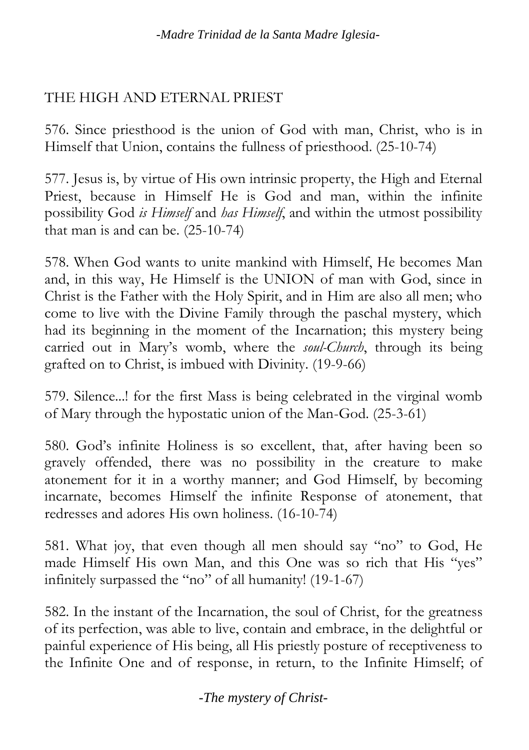## THE HIGH AND ETERNAL PRIEST

576. Since priesthood is the union of God with man, Christ, who is in Himself that Union, contains the fullness of priesthood. (25-10-74)

577. Jesus is, by virtue of His own intrinsic property, the High and Eternal Priest, because in Himself He is God and man, within the infinite possibility God *is Himself* and *has Himself*, and within the utmost possibility that man is and can be. (25-10-74)

578. When God wants to unite mankind with Himself, He becomes Man and, in this way, He Himself is the UNION of man with God, since in Christ is the Father with the Holy Spirit, and in Him are also all men; who come to live with the Divine Family through the paschal mystery, which had its beginning in the moment of the Incarnation; this mystery being carried out in Mary's womb, where the *soul-Church*, through its being grafted on to Christ, is imbued with Divinity. (19-9-66)

579. Silence...! for the first Mass is being celebrated in the virginal womb of Mary through the hypostatic union of the Man-God. (25-3-61)

580. God's infinite Holiness is so excellent, that, after having been so gravely offended, there was no possibility in the creature to make atonement for it in a worthy manner; and God Himself, by becoming incarnate, becomes Himself the infinite Response of atonement, that redresses and adores His own holiness. (16-10-74)

581. What joy, that even though all men should say "no" to God, He made Himself His own Man, and this One was so rich that His "yes" infinitely surpassed the "no" of all humanity! (19-1-67)

582. In the instant of the Incarnation, the soul of Christ, for the greatness of its perfection, was able to live, contain and embrace, in the delightful or painful experience of His being, all His priestly posture of receptiveness to the Infinite One and of response, in return, to the Infinite Himself; of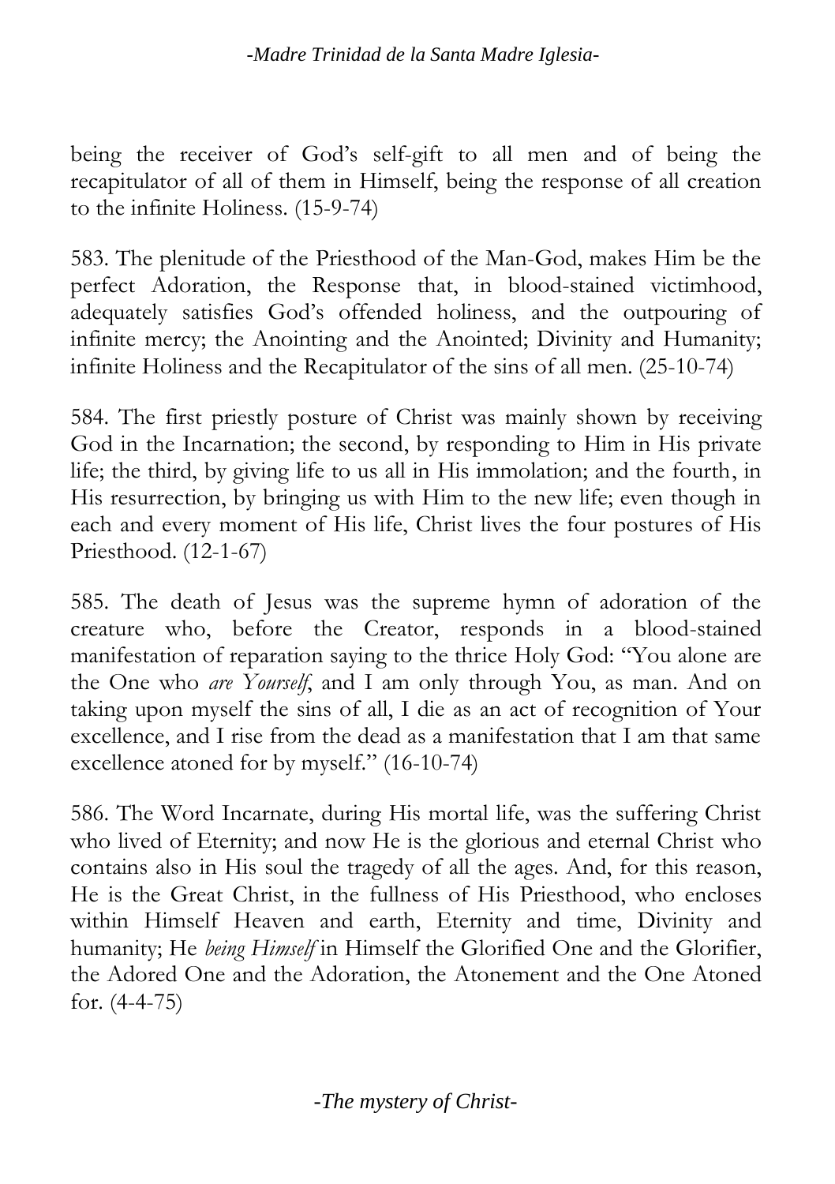being the receiver of God's self-gift to all men and of being the recapitulator of all of them in Himself, being the response of all creation to the infinite Holiness. (15-9-74)

583. The plenitude of the Priesthood of the Man-God, makes Him be the perfect Adoration, the Response that, in blood-stained victimhood, adequately satisfies God's offended holiness, and the outpouring of infinite mercy; the Anointing and the Anointed; Divinity and Humanity; infinite Holiness and the Recapitulator of the sins of all men. (25-10-74)

584. The first priestly posture of Christ was mainly shown by receiving God in the Incarnation; the second, by responding to Him in His private life; the third, by giving life to us all in His immolation; and the fourth, in His resurrection, by bringing us with Him to the new life; even though in each and every moment of His life, Christ lives the four postures of His Priesthood. (12-1-67)

585. The death of Jesus was the supreme hymn of adoration of the creature who, before the Creator, responds in a blood-stained manifestation of reparation saying to the thrice Holy God: "You alone are the One who *are Yourself*, and I am only through You, as man. And on taking upon myself the sins of all, I die as an act of recognition of Your excellence, and I rise from the dead as a manifestation that I am that same excellence atoned for by myself." (16-10-74)

586. The Word Incarnate, during His mortal life, was the suffering Christ who lived of Eternity; and now He is the glorious and eternal Christ who contains also in His soul the tragedy of all the ages. And, for this reason, He is the Great Christ, in the fullness of His Priesthood, who encloses within Himself Heaven and earth, Eternity and time, Divinity and humanity; He *being Himself* in Himself the Glorified One and the Glorifier, the Adored One and the Adoration, the Atonement and the One Atoned for. (4-4-75)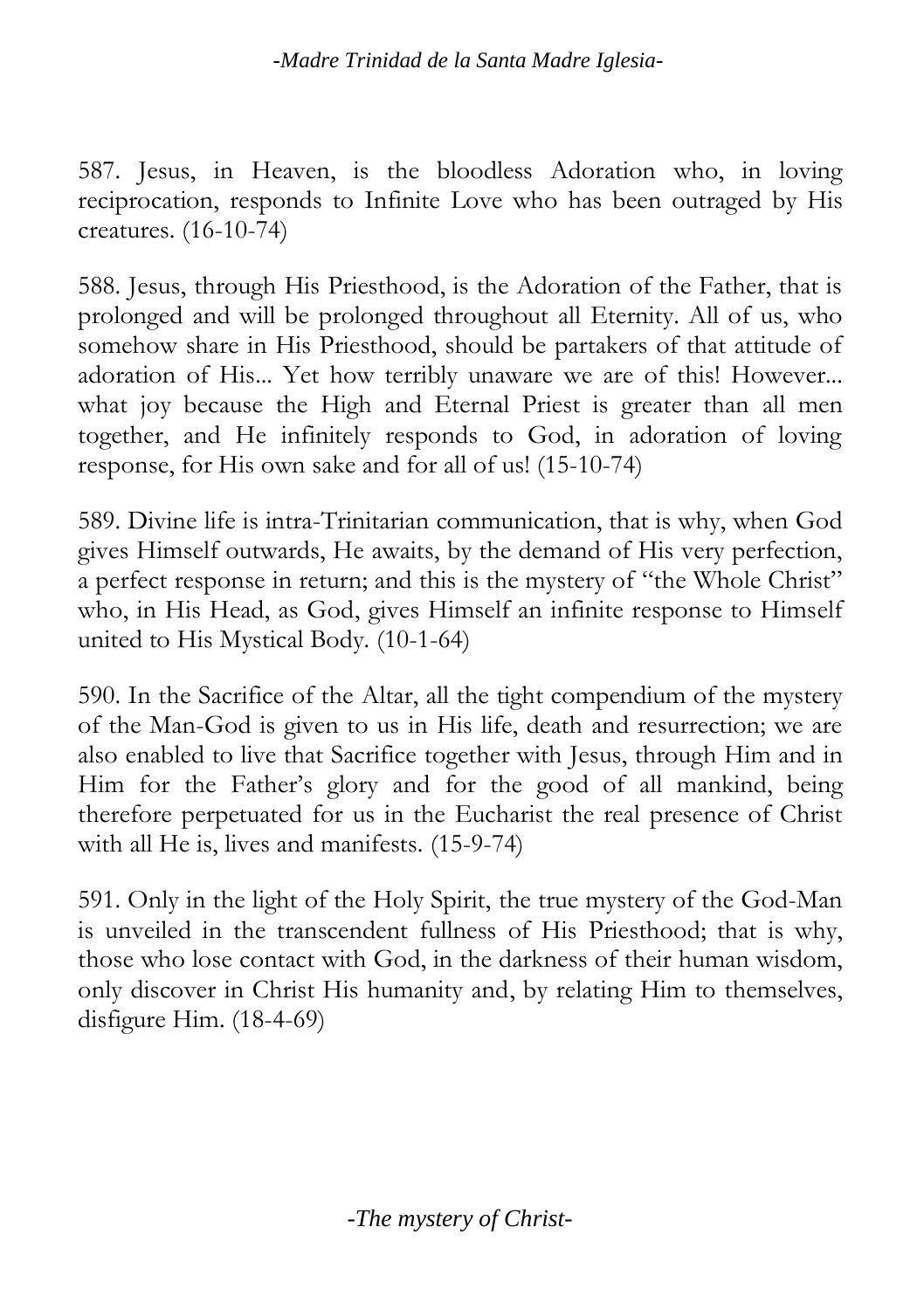587. Jesus, in Heaven, is the bloodless Adoration who, in loving reciprocation, responds to Infinite Love who has been outraged by His creatures. (16-10-74)

588. Jesus, through His Priesthood, is the Adoration of the Father, that is prolonged and will be prolonged throughout all Eternity. All of us, who somehow share in His Priesthood, should be partakers of that attitude of adoration of His... Yet how terribly unaware we are of this! However... what joy because the High and Eternal Priest is greater than all men together, and He infinitely responds to God, in adoration of loving response, for His own sake and for all of us! (15-10-74)

589. Divine life is intra-Trinitarian communication, that is why, when God gives Himself outwards, He awaits, by the demand of His very perfection, a perfect response in return; and this is the mystery of "the Whole Christ" who, in His Head, as God, gives Himself an infinite response to Himself united to His Mystical Body. (10-1-64)

590. In the Sacrifice of the Altar, all the tight compendium of the mystery of the Man-God is given to us in His life, death and resurrection; we are also enabled to live that Sacrifice together with Jesus, through Him and in Him for the Father's glory and for the good of all mankind, being therefore perpetuated for us in the Eucharist the real presence of Christ with all He is, lives and manifests. (15-9-74)

591. Only in the light of the Holy Spirit, the true mystery of the God-Man is unveiled in the transcendent fullness of His Priesthood; that is why, those who lose contact with God, in the darkness of their human wisdom, only discover in Christ His humanity and, by relating Him to themselves, disfigure Him. (18-4-69)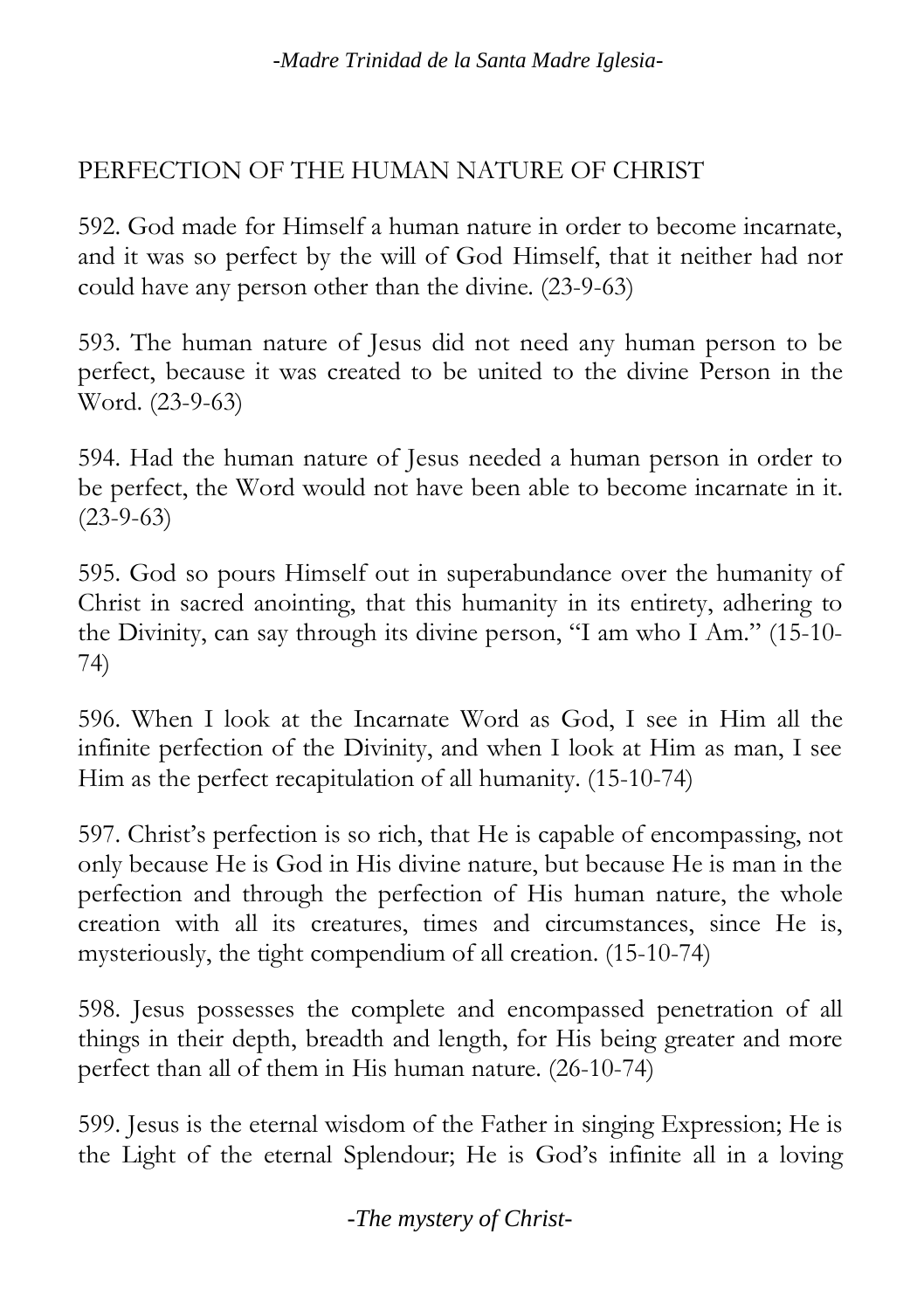## PERFECTION OF THE HUMAN NATURE OF CHRIST

592. God made for Himself a human nature in order to become incarnate, and it was so perfect by the will of God Himself, that it neither had nor could have any person other than the divine. (23-9-63)

593. The human nature of Jesus did not need any human person to be perfect, because it was created to be united to the divine Person in the Word. (23-9-63)

594. Had the human nature of Jesus needed a human person in order to be perfect, the Word would not have been able to become incarnate in it. (23-9-63)

595. God so pours Himself out in superabundance over the humanity of Christ in sacred anointing, that this humanity in its entirety, adhering to the Divinity, can say through its divine person, "I am who I Am." (15-10-74)

596. When I look at the Incarnate Word as God, I see in Him all the infinite perfection of the Divinity, and when I look at Him as man, I see Him as the perfect recapitulation of all humanity. (15-10-74)

597. Christ's perfection is so rich, that He is capable of encompassing, not only because He is God in His divine nature, but because He is man in the perfection and through the perfection of His human nature, the whole creation with all its creatures, times and circumstances, since He is, mysteriously, the tight compendium of all creation. (15-10-74)

598. Jesus possesses the complete and encompassed penetration of all things in their depth, breadth and length, for His being greater and more perfect than all of them in His human nature. (26-10-74)

599. Jesus is the eternal wisdom of the Father in singing Expression; He is the Light of the eternal Splendour; He is God's infinite all in a loving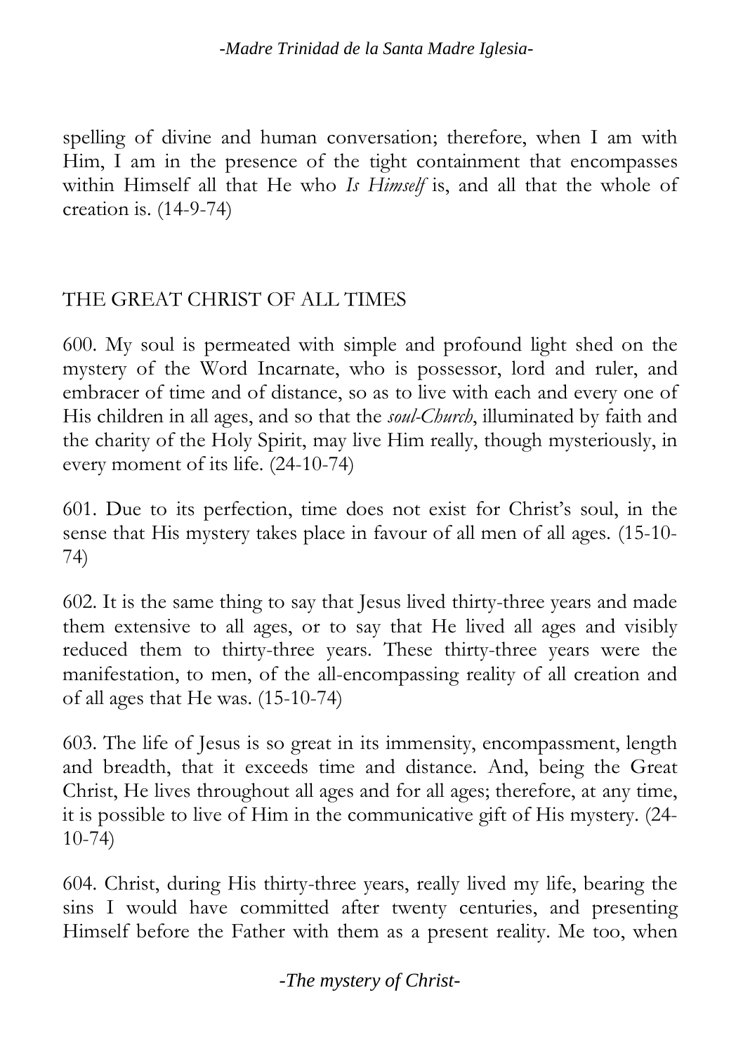spelling of divine and human conversation; therefore, when I am with Him, I am in the presence of the tight containment that encompasses within Himself all that He who *Is Himself* is, and all that the whole of creation is. (14-9-74)

## THE GREAT CHRIST OF ALL TIMES

600. My soul is permeated with simple and profound light shed on the mystery of the Word Incarnate, who is possessor, lord and ruler, and embracer of time and of distance, so as to live with each and every one of His children in all ages, and so that the *soul-Church*, illuminated by faith and the charity of the Holy Spirit, may live Him really, though mysteriously, in every moment of its life. (24-10-74)

601. Due to its perfection, time does not exist for Christ's soul, in the sense that His mystery takes place in favour of all men of all ages. (15-10-74)

602. It is the same thing to say that Jesus lived thirty-three years and made them extensive to all ages, or to say that He lived all ages and visibly reduced them to thirty-three years. These thirty-three years were the manifestation, to men, of the all-encompassing reality of all creation and of all ages that He was. (15-10-74)

603. The life of Jesus is so great in its immensity, encompassment, length and breadth, that it exceeds time and distance. And, being the Great Christ, He lives throughout all ages and for all ages; therefore, at any time, it is possible to live of Him in the communicative gift of His mystery. (24-10-74)

604. Christ, during His thirty-three years, really lived my life, bearing the sins I would have committed after twenty centuries, and presenting Himself before the Father with them as a present reality. Me too, when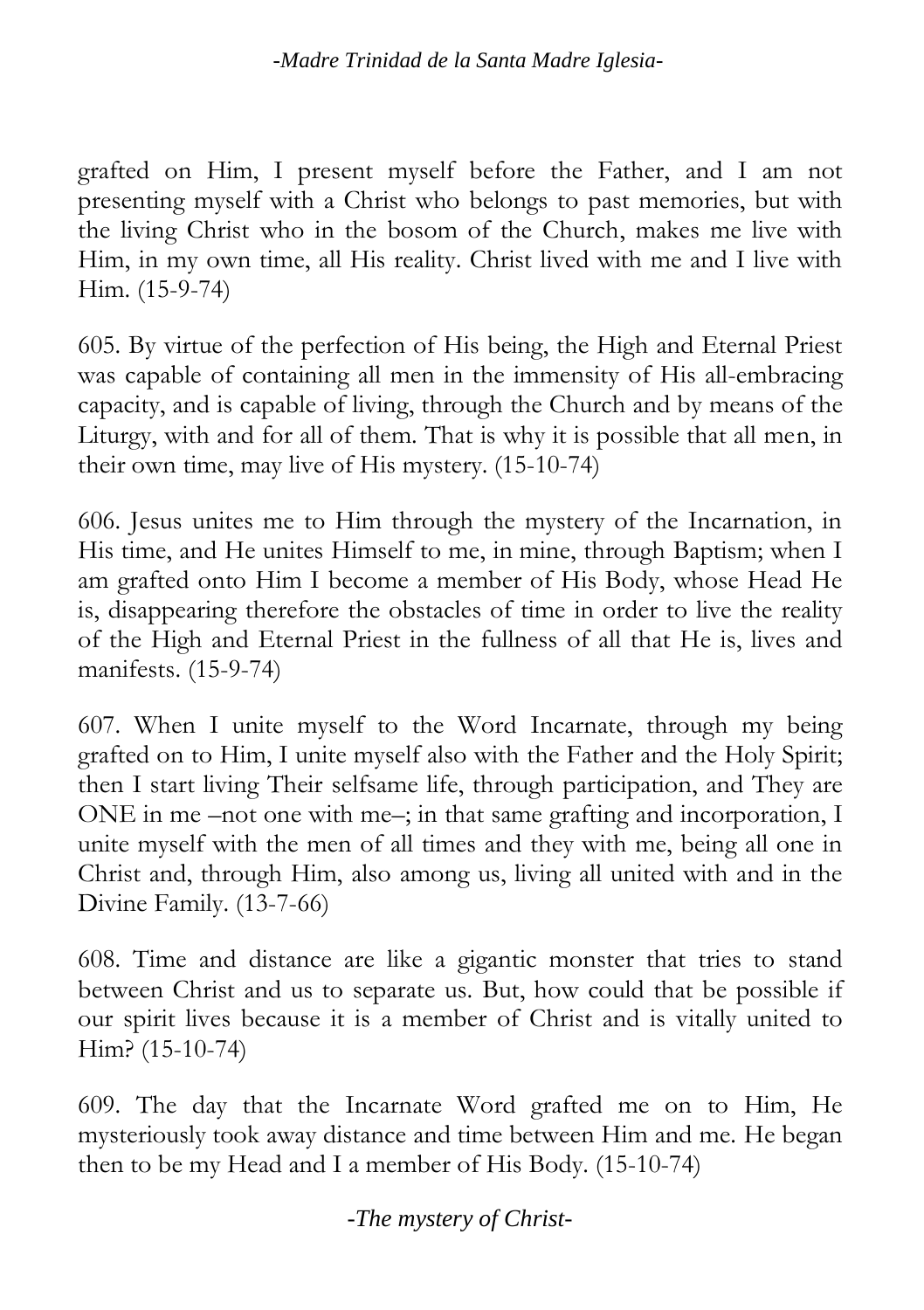grafted on Him, I present myself before the Father, and I am not presenting myself with a Christ who belongs to past memories, but with the living Christ who in the bosom of the Church, makes me live with Him, in my own time, all His reality. Christ lived with me and I live with Him. (15-9-74)

605. By virtue of the perfection of His being, the High and Eternal Priest was capable of containing all men in the immensity of His all-embracing capacity, and is capable of living, through the Church and by means of the Liturgy, with and for all of them. That is why it is possible that all men, in their own time, may live of His mystery. (15-10-74)

606. Jesus unites me to Him through the mystery of the Incarnation, in His time, and He unites Himself to me, in mine, through Baptism; when I am grafted onto Him I become a member of His Body, whose Head He is, disappearing therefore the obstacles of time in order to live the reality of the High and Eternal Priest in the fullness of all that He is, lives and manifests. (15-9-74)

607. When I unite myself to the Word Incarnate, through my being grafted on to Him, I unite myself also with the Father and the Holy Spirit; then I start living Their selfsame life, through participation, and They are ONE in me –not one with me–; in that same grafting and incorporation, I unite myself with the men of all times and they with me, being all one in Christ and, through Him, also among us, living all united with and in the Divine Family. (13-7-66)

608. Time and distance are like a gigantic monster that tries to stand between Christ and us to separate us. But, how could that be possible if our spirit lives because it is a member of Christ and is vitally united to Him? (15-10-74)

609. The day that the Incarnate Word grafted me on to Him, He mysteriously took away distance and time between Him and me. He began then to be my Head and I a member of His Body. (15-10-74)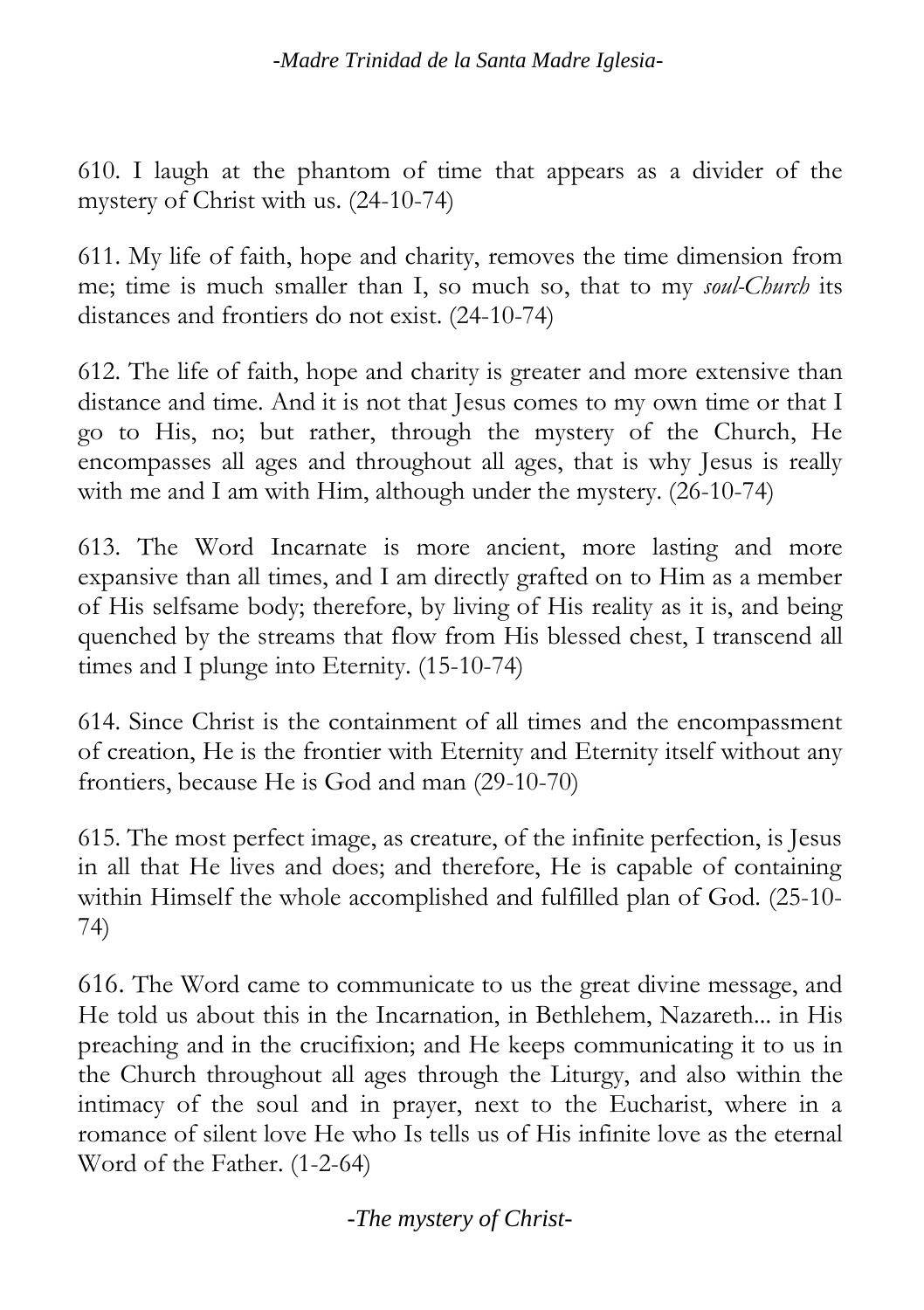610. I laugh at the phantom of time that appears as a divider of the mystery of Christ with us. (24-10-74)

611. My life of faith, hope and charity, removes the time dimension from me; time is much smaller than I, so much so, that to my *soul-Church* its distances and frontiers do not exist. (24-10-74)

612. The life of faith, hope and charity is greater and more extensive than distance and time. And it is not that Jesus comes to my own time or that I go to His, no; but rather, through the mystery of the Church, He encompasses all ages and throughout all ages, that is why Jesus is really with me and I am with Him, although under the mystery. (26-10-74)

613. The Word Incarnate is more ancient, more lasting and more expansive than all times, and I am directly grafted on to Him as a member of His selfsame body; therefore, by living of His reality as it is, and being quenched by the streams that flow from His blessed chest, I transcend all times and I plunge into Eternity. (15-10-74)

614. Since Christ is the containment of all times and the encompassment of creation, He is the frontier with Eternity and Eternity itself without any frontiers, because He is God and man (29-10-70)

615. The most perfect image, as creature, of the infinite perfection, is Jesus in all that He lives and does; and therefore, He is capable of containing within Himself the whole accomplished and fulfilled plan of God. (25-10-74)

616. The Word came to communicate to us the great divine message, and He told us about this in the Incarnation, in Bethlehem, Nazareth... in His preaching and in the crucifixion; and He keeps communicating it to us in the Church throughout all ages through the Liturgy, and also within the intimacy of the soul and in prayer, next to the Eucharist, where in a romance of silent love He who Is tells us of His infinite love as the eternal Word of the Father. (1-2-64)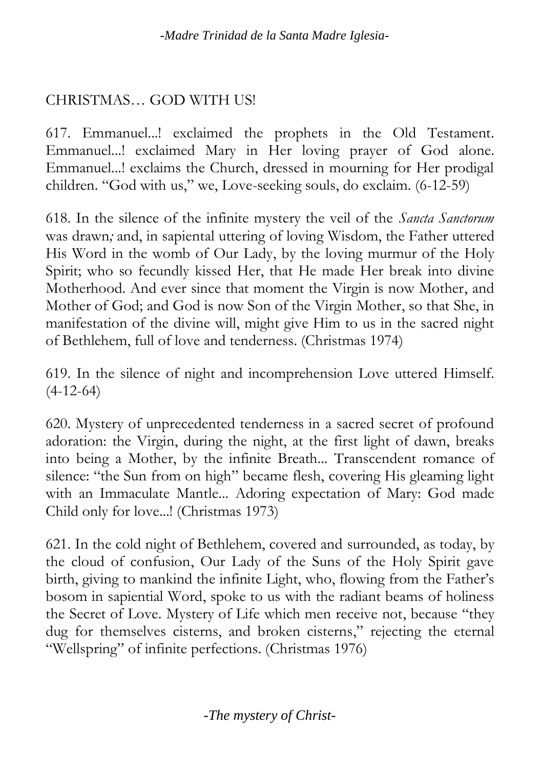## CHRISTMAS… GOD WITH US!

617. Emmanuel...! exclaimed the prophets in the Old Testament. Emmanuel...! exclaimed Mary in Her loving prayer of God alone. Emmanuel...! exclaims the Church, dressed in mourning for Her prodigal children. "God with us," we, Love-seeking souls, do exclaim. (6-12-59)

618. In the silence of the infinite mystery the veil of the *Sancta Sanctorum* was drawn*;* and, in sapiental uttering of loving Wisdom, the Father uttered His Word in the womb of Our Lady, by the loving murmur of the Holy Spirit; who so fecundly kissed Her, that He made Her break into divine Motherhood. And ever since that moment the Virgin is now Mother, and Mother of God; and God is now Son of the Virgin Mother, so that She, in manifestation of the divine will, might give Him to us in the sacred night of Bethlehem, full of love and tenderness. (Christmas 1974)

619. In the silence of night and incomprehension Love uttered Himself. (4-12-64)

620. Mystery of unprecedented tenderness in a sacred secret of profound adoration: the Virgin, during the night, at the first light of dawn, breaks into being a Mother, by the infinite Breath... Transcendent romance of silence: "the Sun from on high" became flesh, covering His gleaming light with an Immaculate Mantle... Adoring expectation of Mary: God made Child only for love...! (Christmas 1973)

621. In the cold night of Bethlehem, covered and surrounded, as today, by the cloud of confusion, Our Lady of the Suns of the Holy Spirit gave birth, giving to mankind the infinite Light, who, flowing from the Father's bosom in sapiential Word, spoke to us with the radiant beams of holiness the Secret of Love. Mystery of Life which men receive not, because "they dug for themselves cisterns, and broken cisterns," rejecting the eternal "Wellspring" of infinite perfections. (Christmas 1976)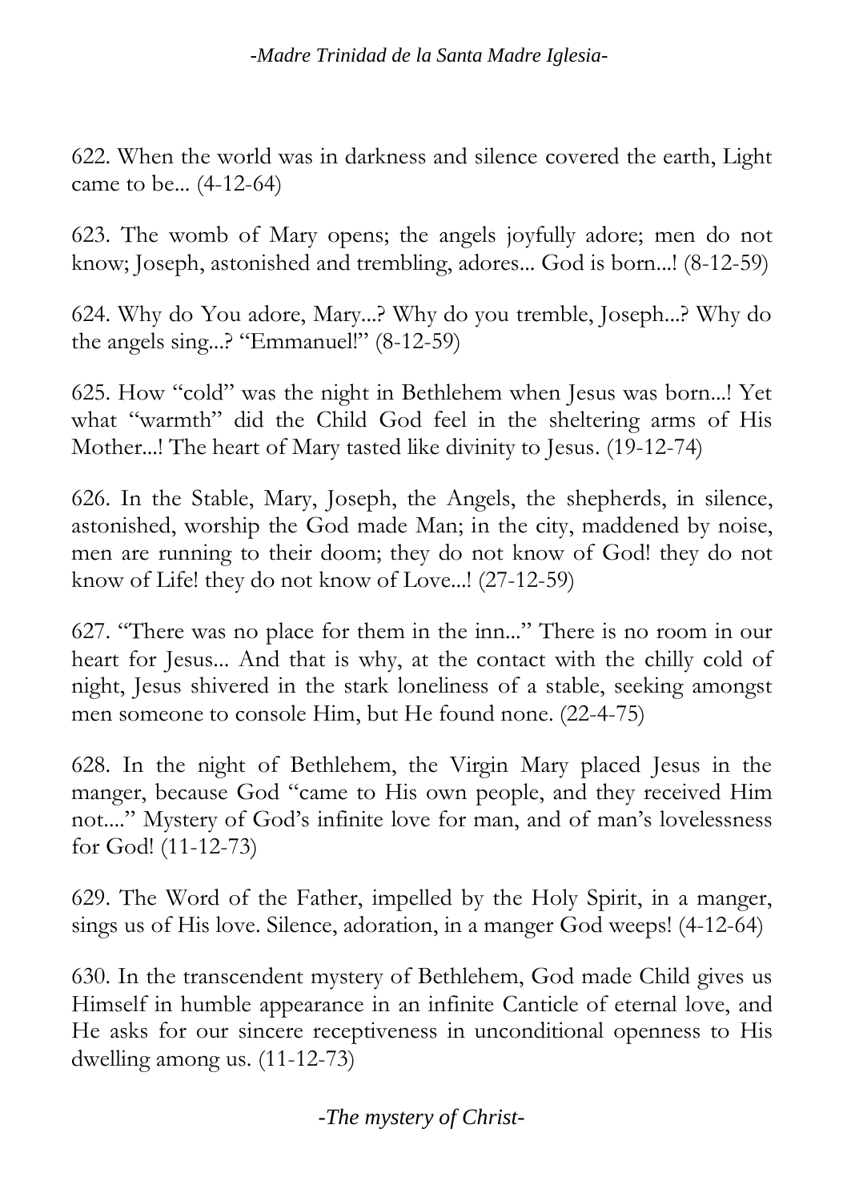622. When the world was in darkness and silence covered the earth, Light came to be... (4-12-64)

623. The womb of Mary opens; the angels joyfully adore; men do not know; Joseph, astonished and trembling, adores... God is born...! (8-12-59)

624. Why do You adore, Mary...? Why do you tremble, Joseph...? Why do the angels sing...? "Emmanuel!" (8-12-59)

625. How "cold" was the night in Bethlehem when Jesus was born...! Yet what "warmth" did the Child God feel in the sheltering arms of His Mother...! The heart of Mary tasted like divinity to Jesus. (19-12-74)

626. In the Stable, Mary, Joseph, the Angels, the shepherds, in silence, astonished, worship the God made Man; in the city, maddened by noise, men are running to their doom; they do not know of God! they do not know of Life! they do not know of Love...! (27-12-59)

627. "There was no place for them in the inn..." There is no room in our heart for Jesus... And that is why, at the contact with the chilly cold of night, Jesus shivered in the stark loneliness of a stable, seeking amongst men someone to console Him, but He found none. (22-4-75)

628. In the night of Bethlehem, the Virgin Mary placed Jesus in the manger, because God "came to His own people, and they received Him not...." Mystery of God's infinite love for man, and of man's lovelessness for God! (11-12-73)

629. The Word of the Father, impelled by the Holy Spirit, in a manger, sings us of His love. Silence, adoration, in a manger God weeps! (4-12-64)

630. In the transcendent mystery of Bethlehem, God made Child gives us Himself in humble appearance in an infinite Canticle of eternal love, and He asks for our sincere receptiveness in unconditional openness to His dwelling among us. (11-12-73)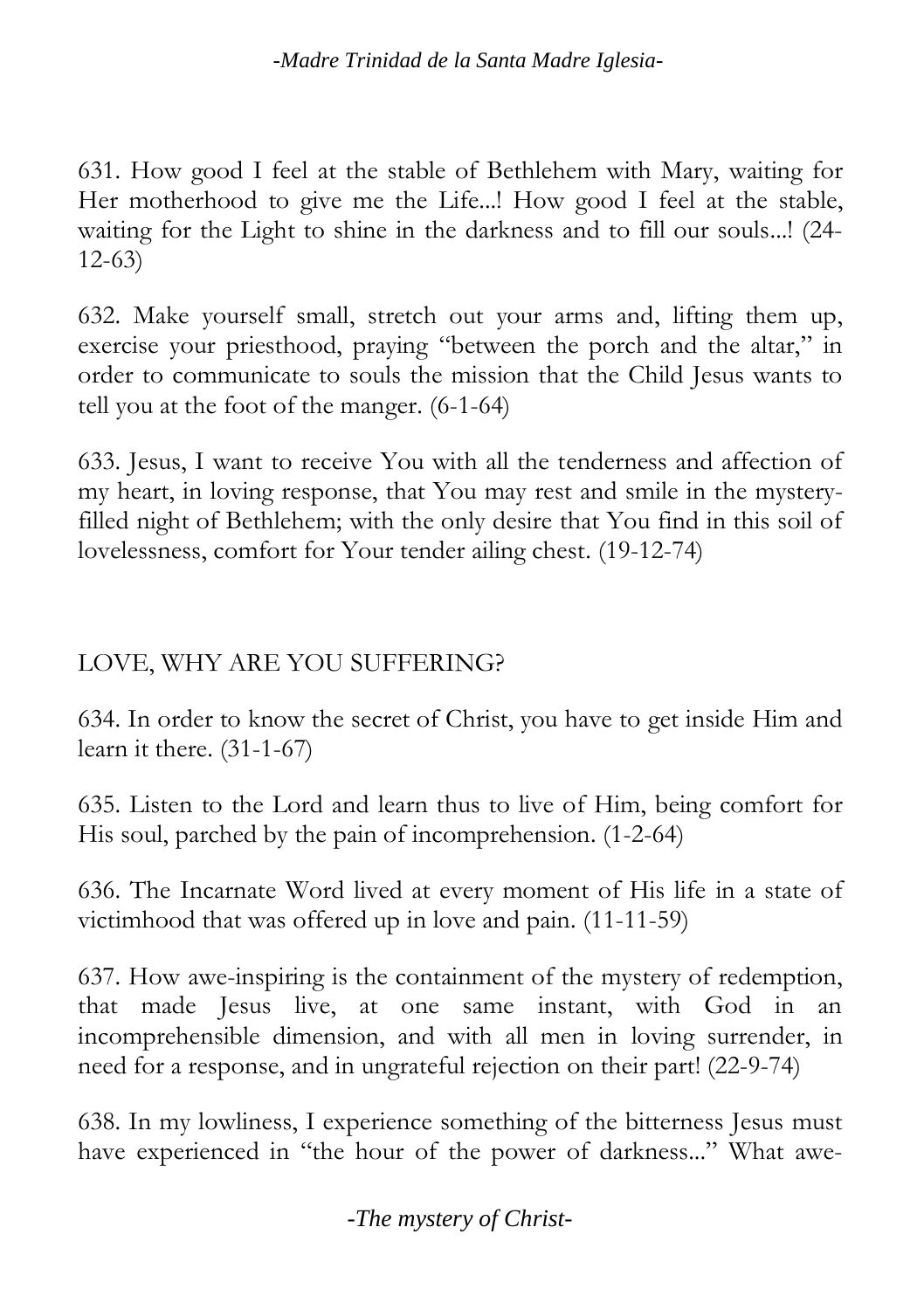631. How good I feel at the stable of Bethlehem with Mary, waiting for Her motherhood to give me the Life...! How good I feel at the stable, waiting for the Light to shine in the darkness and to fill our souls...! (24-12-63)

632. Make yourself small, stretch out your arms and, lifting them up, exercise your priesthood, praying "between the porch and the altar," in order to communicate to souls the mission that the Child Jesus wants to tell you at the foot of the manger. (6-1-64)

633. Jesus, I want to receive You with all the tenderness and affection of my heart, in loving response, that You may rest and smile in the mystery-filled night of Bethlehem; with the only desire that You find in this soil of lovelessness, comfort for Your tender ailing chest. (19-12-74)

## LOVE, WHY ARE YOU SUFFERING?

634. In order to know the secret of Christ, you have to get inside Him and learn it there. (31-1-67)

635. Listen to the Lord and learn thus to live of Him, being comfort for His soul, parched by the pain of incomprehension. (1-2-64)

636. The Incarnate Word lived at every moment of His life in a state of victimhood that was offered up in love and pain. (11-11-59)

637. How awe-inspiring is the containment of the mystery of redemption, that made Jesus live, at one same instant, with God in an incomprehensible dimension, and with all men in loving surrender, in need for a response, and in ungrateful rejection on their part! (22-9-74)

638. In my lowliness, I experience something of the bitterness Jesus must have experienced in "the hour of the power of darkness..." What awe-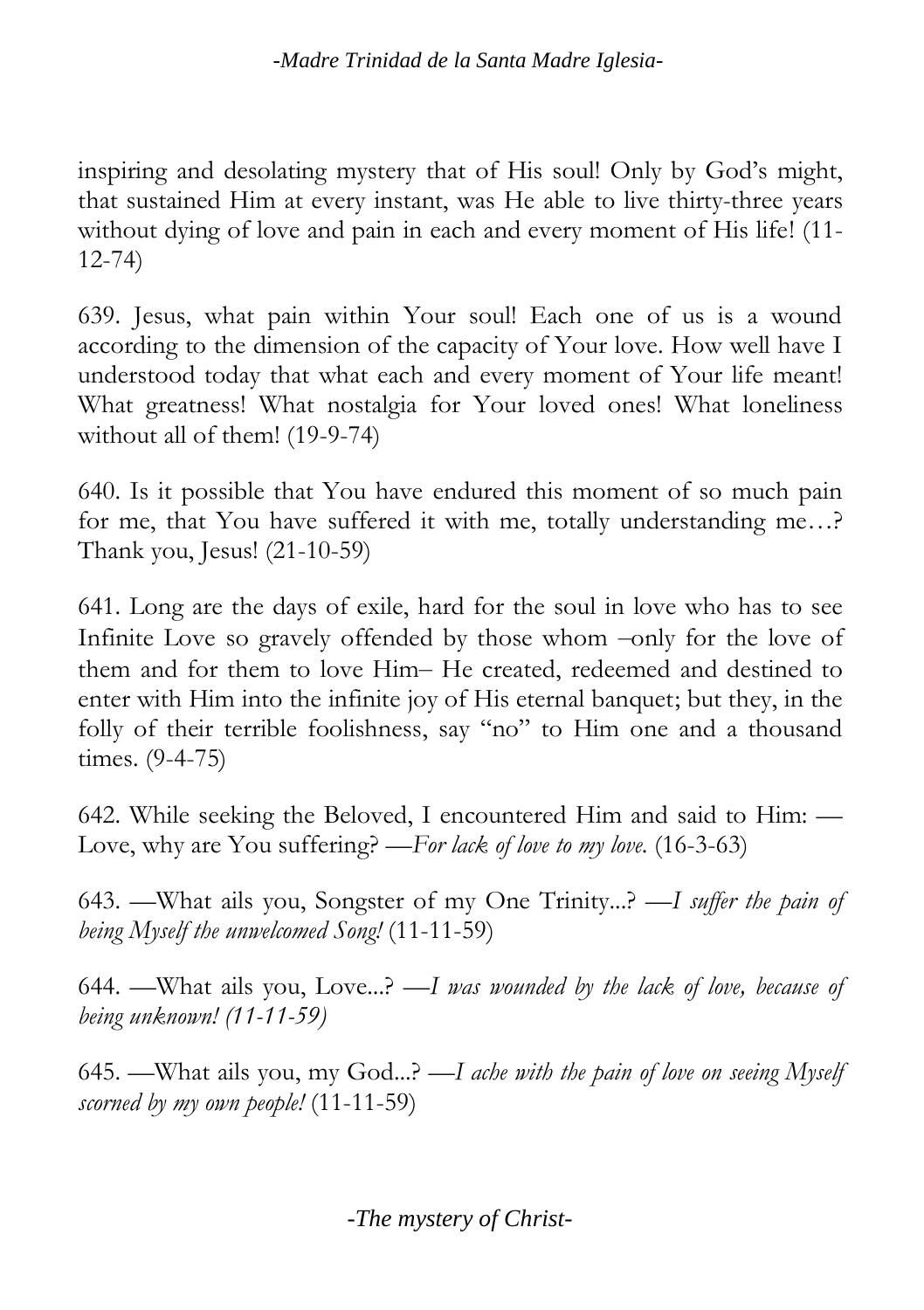inspiring and desolating mystery that of His soul! Only by God's might, that sustained Him at every instant, was He able to live thirty-three years without dying of love and pain in each and every moment of His life! (11-12-74)

639. Jesus, what pain within Your soul! Each one of us is a wound according to the dimension of the capacity of Your love. How well have I understood today that what each and every moment of Your life meant! What greatness! What nostalgia for Your loved ones! What loneliness without all of them! (19-9-74)

640. Is it possible that You have endured this moment of so much pain for me, that You have suffered it with me, totally understanding me…? Thank you, Jesus! (21-10-59)

641. Long are the days of exile, hard for the soul in love who has to see Infinite Love so gravely offended by those whom –only for the love of them and for them to love Him– He created, redeemed and destined to enter with Him into the infinite joy of His eternal banquet; but they, in the folly of their terrible foolishness, say "no" to Him one and a thousand times. (9-4-75)

642. While seeking the Beloved, I encountered Him and said to Him: —Love, why are You suffering? —*For lack of love to my love.* (16-3-63)

643. —What ails you, Songster of my One Trinity...? —*I suffer the pain of being Myself the unwelcomed Song!* (11-11-59)

644. —What ails you, Love...? —*I was wounded by the lack of love, because of being unknown! (11-11-59)*

645. —What ails you, my God...? —*I ache with the pain of love on seeing Myself scorned by my own people!* (11-11-59)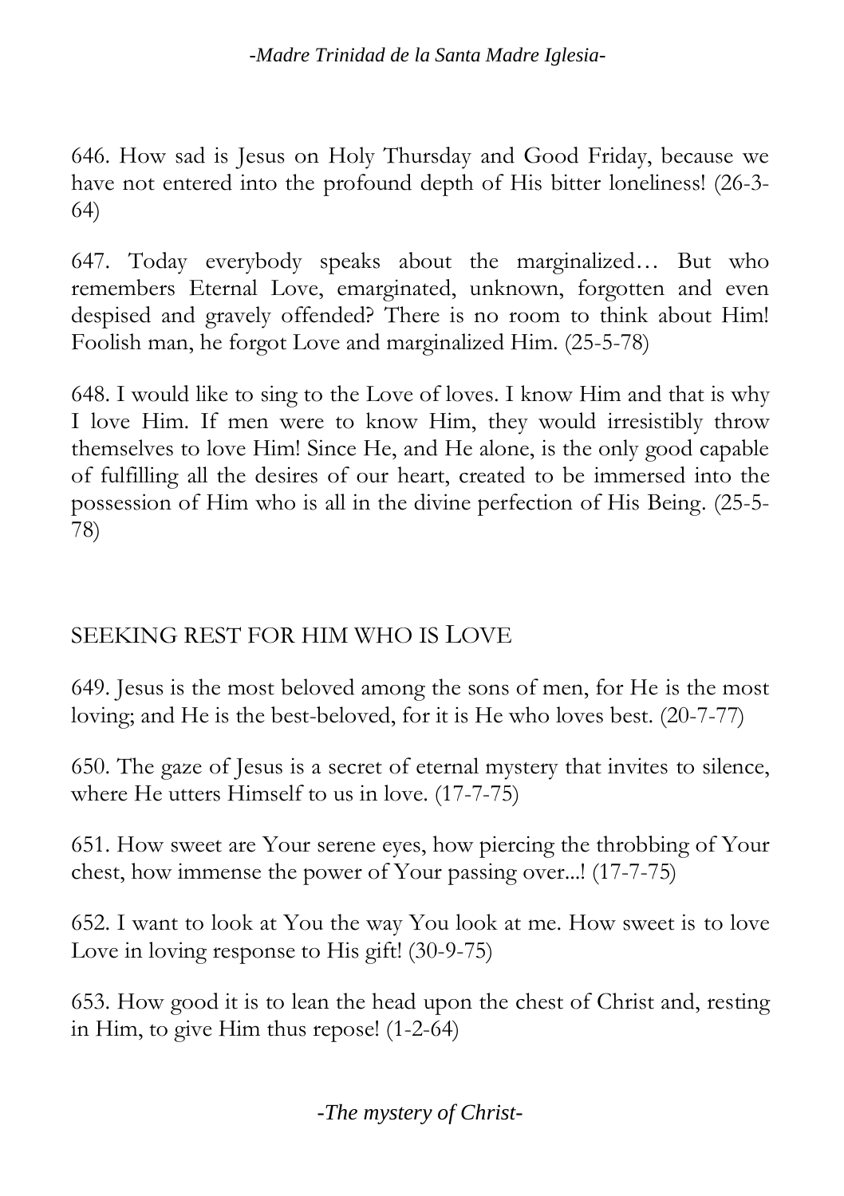646. How sad is Jesus on Holy Thursday and Good Friday, because we have not entered into the profound depth of His bitter loneliness! (26-3-64)

647. Today everybody speaks about the marginalized… But who remembers Eternal Love, emarginated, unknown, forgotten and even despised and gravely offended? There is no room to think about Him! Foolish man, he forgot Love and marginalized Him. (25-5-78)

648. I would like to sing to the Love of loves. I know Him and that is why I love Him. If men were to know Him, they would irresistibly throw themselves to love Him! Since He, and He alone, is the only good capable of fulfilling all the desires of our heart, created to be immersed into the possession of Him who is all in the divine perfection of His Being. (25-5-78)

## SEEKING REST FOR HIM WHO IS LOVE

649. Jesus is the most beloved among the sons of men, for He is the most loving; and He is the best-beloved, for it is He who loves best. (20-7-77)

650. The gaze of Jesus is a secret of eternal mystery that invites to silence, where He utters Himself to us in love. (17-7-75)

651. How sweet are Your serene eyes, how piercing the throbbing of Your chest, how immense the power of Your passing over...! (17-7-75)

652. I want to look at You the way You look at me. How sweet is to love Love in loving response to His gift! (30-9-75)

653. How good it is to lean the head upon the chest of Christ and, resting in Him, to give Him thus repose! (1-2-64)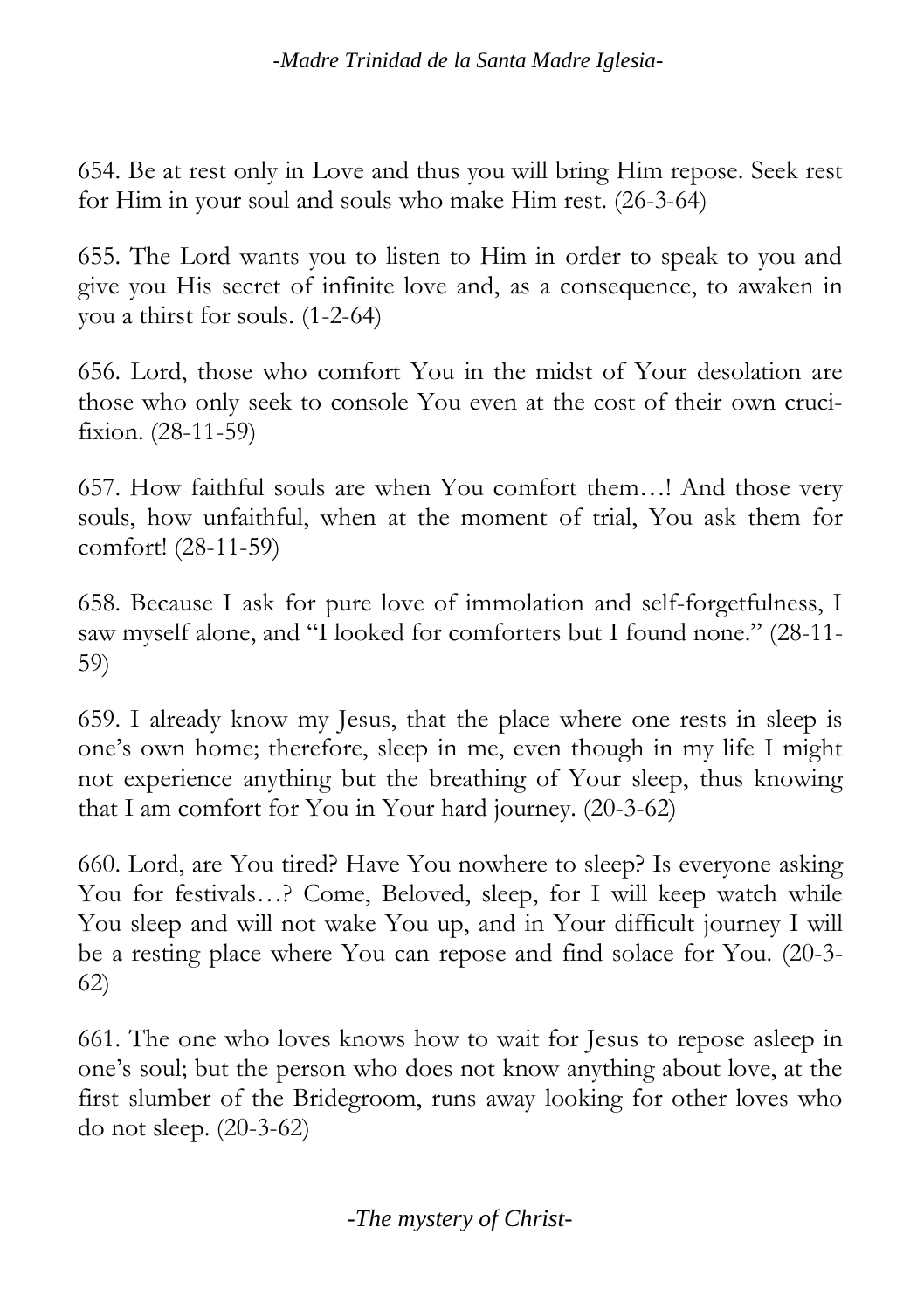654. Be at rest only in Love and thus you will bring Him repose. Seek rest for Him in your soul and souls who make Him rest. (26-3-64)

655. The Lord wants you to listen to Him in order to speak to you and give you His secret of infinite love and, as a consequence, to awaken in you a thirst for souls. (1-2-64)

656. Lord, those who comfort You in the midst of Your desolation are those who only seek to console You even at the cost of their own crucifixion. (28-11-59)

657. How faithful souls are when You comfort them…! And those very souls, how unfaithful, when at the moment of trial, You ask them for comfort! (28-11-59)

658. Because I ask for pure love of immolation and self-forgetfulness, I saw myself alone, and "I looked for comforters but I found none." (28-11-59)

659. I already know my Jesus, that the place where one rests in sleep is one's own home; therefore, sleep in me, even though in my life I might not experience anything but the breathing of Your sleep, thus knowing that I am comfort for You in Your hard journey. (20-3-62)

660. Lord, are You tired? Have You nowhere to sleep? Is everyone asking You for festivals…? Come, Beloved, sleep, for I will keep watch while You sleep and will not wake You up, and in Your difficult journey I will be a resting place where You can repose and find solace for You. (20-3-62)

661. The one who loves knows how to wait for Jesus to repose asleep in one's soul; but the person who does not know anything about love, at the first slumber of the Bridegroom, runs away looking for other loves who do not sleep. (20-3-62)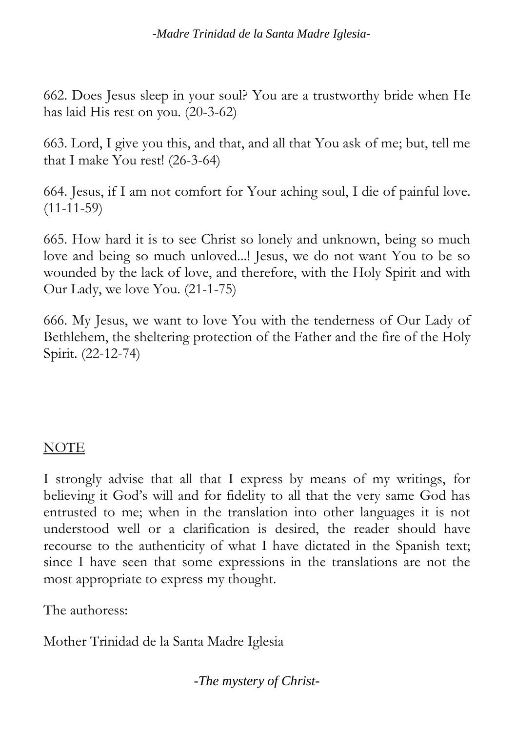662. Does Jesus sleep in your soul? You are a trustworthy bride when He has laid His rest on you. (20-3-62)

663. Lord, I give you this, and that, and all that You ask of me; but, tell me that I make You rest! (26-3-64)

664. Jesus, if I am not comfort for Your aching soul, I die of painful love. (11-11-59)

665. How hard it is to see Christ so lonely and unknown, being so much love and being so much unloved...! Jesus, we do not want You to be so wounded by the lack of love, and therefore, with the Holy Spirit and with Our Lady, we love You. (21-1-75)

666. My Jesus, we want to love You with the tenderness of Our Lady of Bethlehem, the sheltering protection of the Father and the fire of the Holy Spirit. (22-12-74)

## NOTE

I strongly advise that all that I express by means of my writings, for believing it God's will and for fidelity to all that the very same God has entrusted to me; when in the translation into other languages it is not understood well or a clarification is desired, the reader should have recourse to the authenticity of what I have dictated in the Spanish text; since I have seen that some expressions in the translations are not the most appropriate to express my thought.

The authoress:

Mother Trinidad de la Santa Madre Iglesia